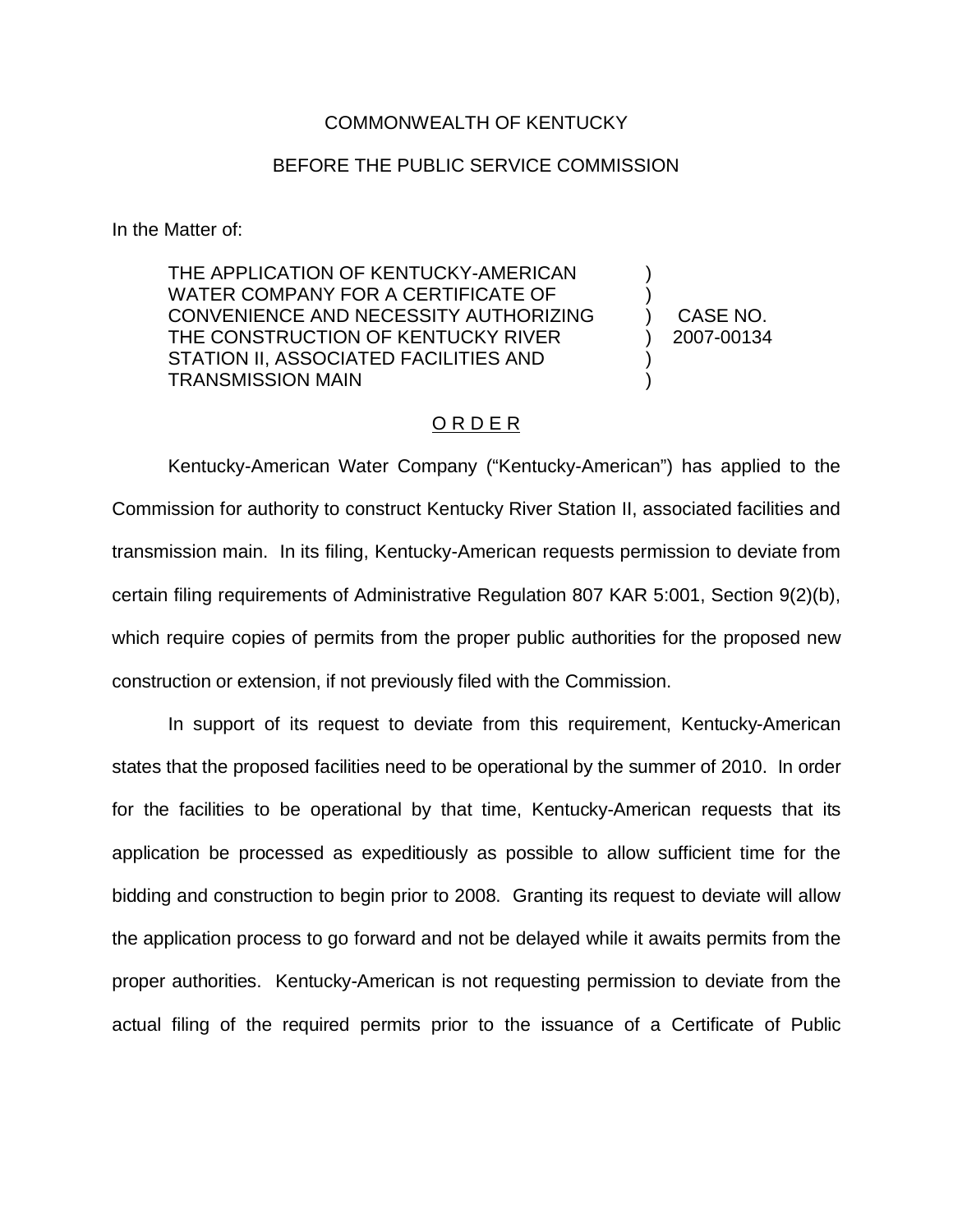COMMONWEALTH OF KENTUCKY

BEFORE THE PUBLIC SERVICE COMMISSION

In the Matter of:

| | | |
|---|---|---|
| THE APPLICATION OF KENTUCKY-AMERICAN WATER COMPANY FOR A CERTIFICATE OF CONVENIENCE AND NECESSITY AUTHORIZING THE CONSTRUCTION OF KENTUCKY RIVER STATION II, ASSOCIATED FACILITIES AND TRANSMISSION MAIN | ) | CASE NO. 2007-00134 |

O R D E R

Kentucky-American Water Company ("Kentucky-American") has applied to the Commission for authority to construct Kentucky River Station II, associated facilities and transmission main. In its filing, Kentucky-American requests permission to deviate from certain filing requirements of Administrative Regulation 807 KAR 5:001, Section 9(2)(b), which require copies of permits from the proper public authorities for the proposed new construction or extension, if not previously filed with the Commission.

In support of its request to deviate from this requirement, Kentucky-American states that the proposed facilities need to be operational by the summer of 2010. In order for the facilities to be operational by that time, Kentucky-American requests that its application be processed as expeditiously as possible to allow sufficient time for the bidding and construction to begin prior to 2008. Granting its request to deviate will allow the application process to go forward and not be delayed while it awaits permits from the proper authorities. Kentucky-American is not requesting permission to deviate from the actual filing of the required permits prior to the issuance of a Certificate of Public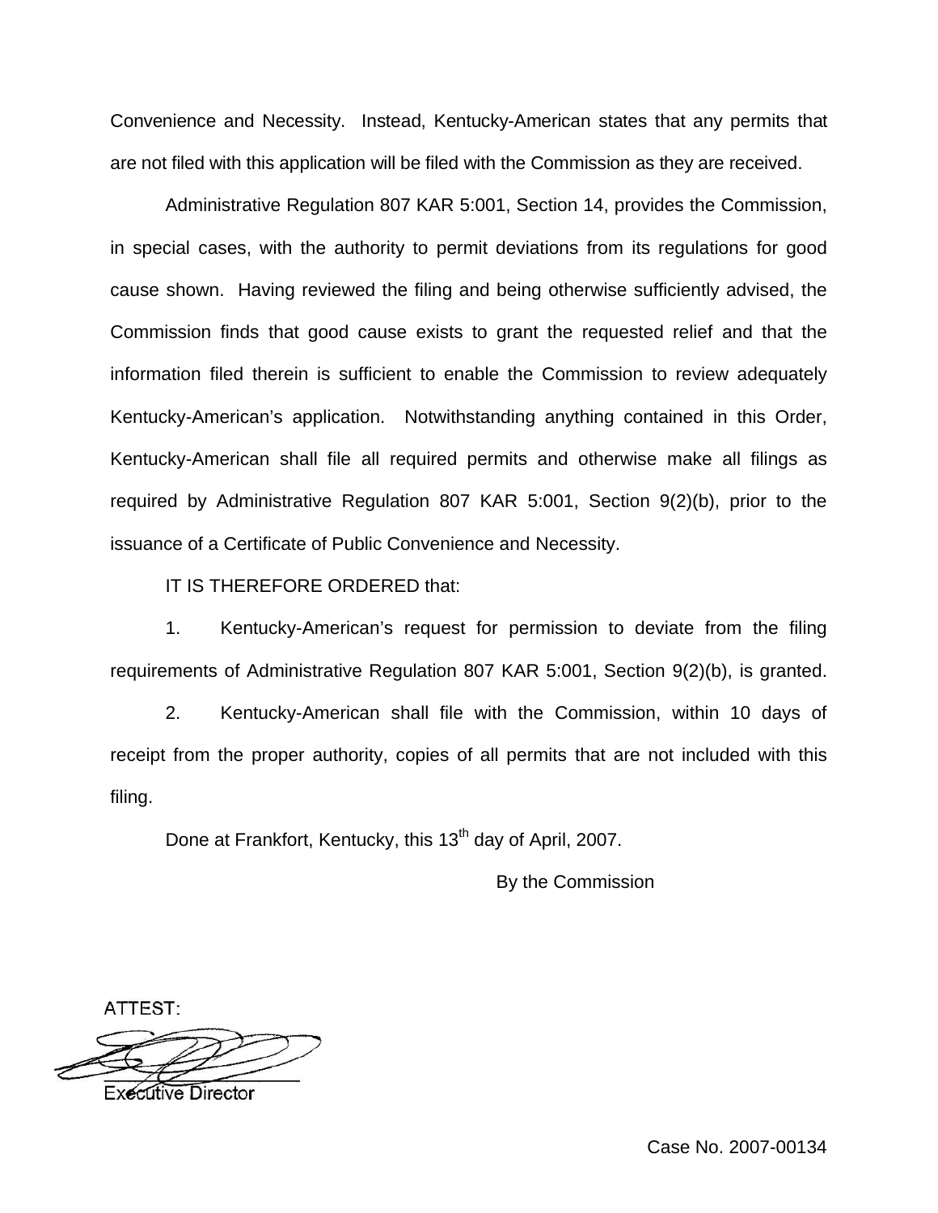Convenience and Necessity. Instead, Kentucky-American states that any permits that are not filed with this application will be filed with the Commission as they are received.

Administrative Regulation 807 KAR 5:001, Section 14, provides the Commission, in special cases, with the authority to permit deviations from its regulations for good cause shown. Having reviewed the filing and being otherwise sufficiently advised, the Commission finds that good cause exists to grant the requested relief and that the information filed therein is sufficient to enable the Commission to review adequately Kentucky-American's application. Notwithstanding anything contained in this Order, Kentucky-American shall file all required permits and otherwise make all filings as required by Administrative Regulation 807 KAR 5:001, Section 9(2)(b), prior to the issuance of a Certificate of Public Convenience and Necessity.

IT IS THEREFORE ORDERED that:

1. Kentucky-American's request for permission to deviate from the filing requirements of Administrative Regulation 807 KAR 5:001, Section 9(2)(b), is granted.

2. Kentucky-American shall file with the Commission, within 10 days of receipt from the proper authority, copies of all permits that are not included with this filing.

Done at Frankfort, Kentucky, this 13th day of April, 2007.

By the Commission

ATTEST:

Executive Director

Case No. 2007-00134